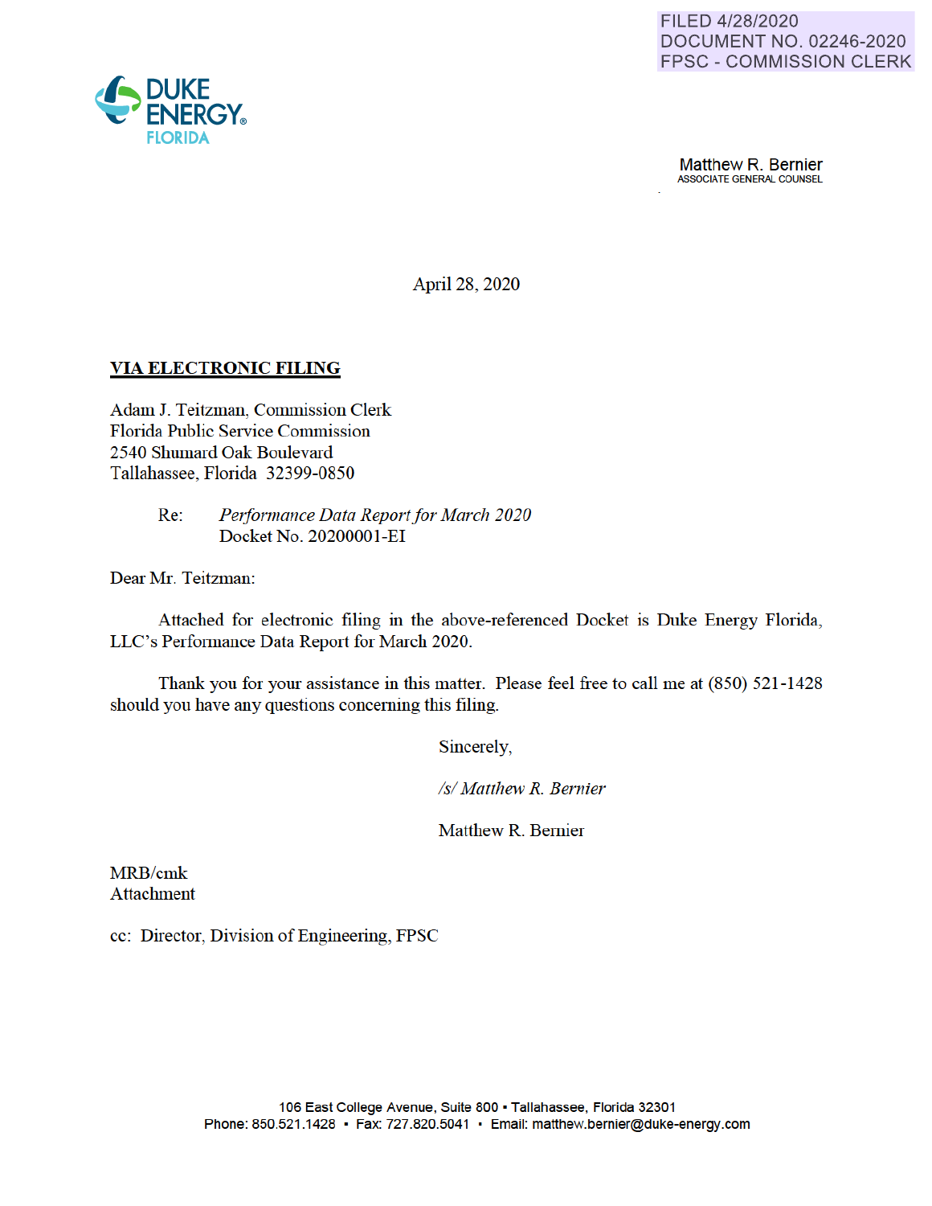FILED 4/28/2020
DOCUMENT NO. 02246-2020
FPSC - COMMISSION CLERK

DUKE ENERGY.
FLORIDA

Matthew R. Bernier
ASSOCIATE GENERAL COUNSEL

April 28, 2020

**VIA ELECTRONIC FILING**

Adam J. Teitzman, Commission Clerk
Florida Public Service Commission
2540 Shumard Oak Boulevard
Tallahassee, Florida 32399-0850

Re: *Performance Data Report for March 2020*
Docket No. 20200001-EI

Dear Mr. Teitzman:

Attached for electronic filing in the above-referenced Docket is Duke Energy Florida, LLC's Performance Data Report for March 2020.

Thank you for your assistance in this matter. Please feel free to call me at (850) 521-1428 should you have any questions concerning this filing.

Sincerely,

*/s/ Matthew R. Bernier*

Matthew R. Bernier

MRB/cmk
Attachment

cc: Director, Division of Engineering, FPSC

106 East College Avenue, Suite 800 ▪ Tallahassee, Florida 32301
Phone: 850.521.1428 ▪ Fax: 727.820.5041 ▪ Email: matthew.bernier@duke-energy.com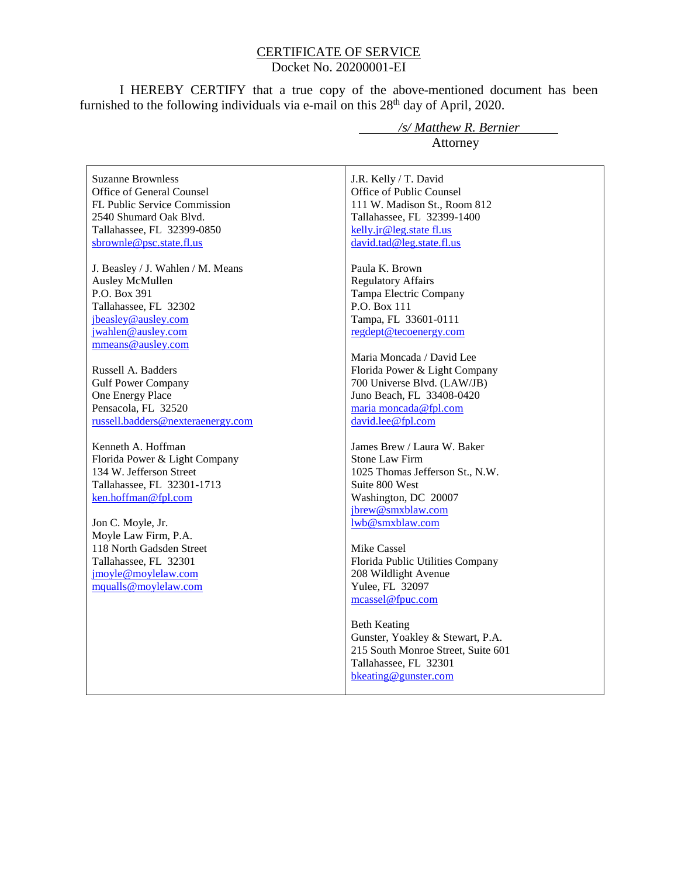# CERTIFICATE OF SERVICE

Docket No. 20200001-EI

I HEREBY CERTIFY that a true copy of the above-mentioned document has been furnished to the following individuals via e-mail on this 28th day of April, 2020.

*/s/ Matthew R. Bernier*
Attorney

| | |
|---|---|
| Suzanne Brownless<br>Office of General Counsel<br>FL Public Service Commission<br>2540 Shumard Oak Blvd.<br>Tallahassee, FL 32399-0850<br>sbrownle@psc.state.fl.us | J.R. Kelly / T. David<br>Office of Public Counsel<br>111 W. Madison St., Room 812<br>Tallahassee, FL 32399-1400<br>kelly.jr@leg.state fl.us<br>david.tad@leg.state.fl.us |
| J. Beasley / J. Wahlen / M. Means<br>Ausley McMullen<br>P.O. Box 391<br>Tallahassee, FL 32302<br>jbeasley@ausley.com<br>jwahlen@ausley.com<br>mmeans@ausley.com | Paula K. Brown<br>Regulatory Affairs<br>Tampa Electric Company<br>P.O. Box 111<br>Tampa, FL 33601-0111<br>regdept@tecoenergy.com |
| Russell A. Badders<br>Gulf Power Company<br>One Energy Place<br>Pensacola, FL 32520<br>russell.badders@nexteraenergy.com | Maria Moncada / David Lee<br>Florida Power & Light Company<br>700 Universe Blvd. (LAW/JB)<br>Juno Beach, FL 33408-0420<br>maria moncada@fpl.com<br>david.lee@fpl.com |
| Kenneth A. Hoffman<br>Florida Power & Light Company<br>134 W. Jefferson Street<br>Tallahassee, FL 32301-1713<br>ken.hoffman@fpl.com | James Brew / Laura W. Baker<br>Stone Law Firm<br>1025 Thomas Jefferson St., N.W.<br>Suite 800 West<br>Washington, DC 20007<br>jbrew@smxblaw.com<br>lwb@smxblaw.com |
| Jon C. Moyle, Jr.<br>Moyle Law Firm, P.A.<br>118 North Gadsden Street<br>Tallahassee, FL 32301<br>jmoyle@moylelaw.com<br>mqualls@moylelaw.com | Mike Cassel<br>Florida Public Utilities Company<br>208 Wildlight Avenue<br>Yulee, FL 32097<br>mcassel@fpuc.com |
| | Beth Keating<br>Gunster, Yoakley & Stewart, P.A.<br>215 South Monroe Street, Suite 601<br>Tallahassee, FL 32301<br>bkeating@gunster.com |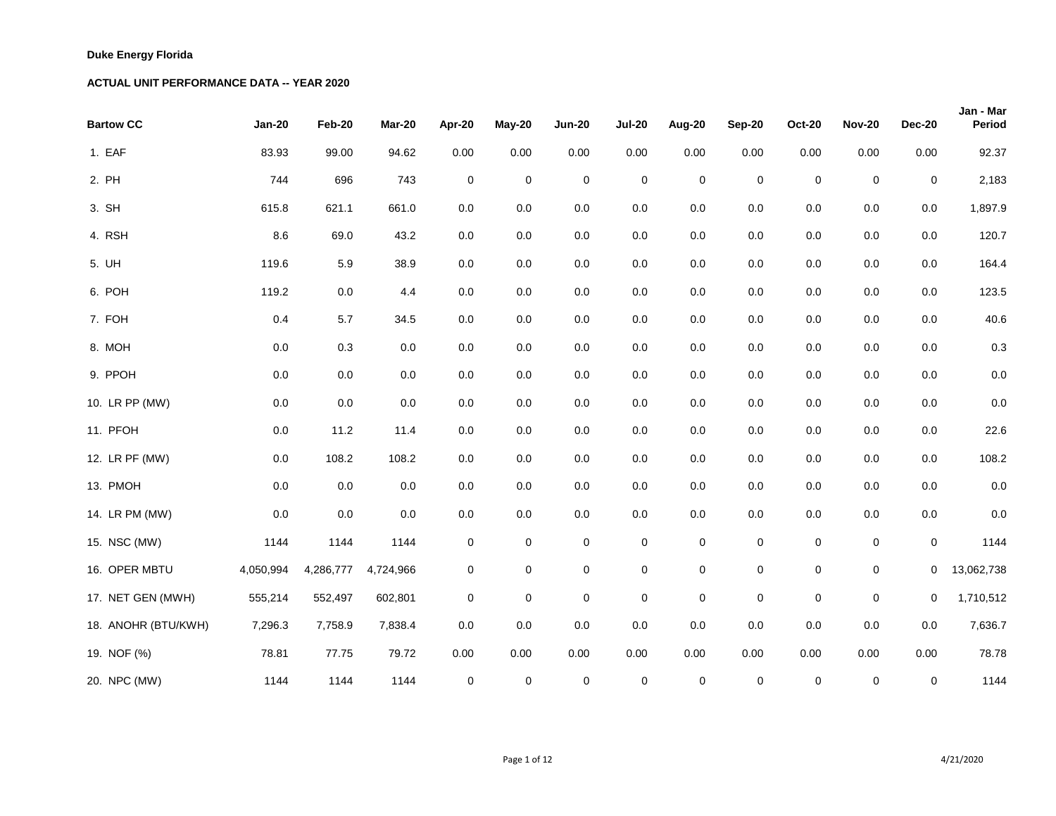**Duke Energy Florida**

**ACTUAL UNIT PERFORMANCE DATA -- YEAR 2020**

| Bartow CC | Jan-20 | Feb-20 | Mar-20 | Apr-20 | May-20 | Jun-20 | Jul-20 | Aug-20 | Sep-20 | Oct-20 | Nov-20 | Dec-20 | Jan - Mar Period |
|---|---|---|---|---|---|---|---|---|---|---|---|---|---|
| 1. EAF | 83.93 | 99.00 | 94.62 | 0.00 | 0.00 | 0.00 | 0.00 | 0.00 | 0.00 | 0.00 | 0.00 | 0.00 | 92.37 |
| 2. PH | 744 | 696 | 743 | 0 | 0 | 0 | 0 | 0 | 0 | 0 | 0 | 0 | 2,183 |
| 3. SH | 615.8 | 621.1 | 661.0 | 0.0 | 0.0 | 0.0 | 0.0 | 0.0 | 0.0 | 0.0 | 0.0 | 0.0 | 1,897.9 |
| 4. RSH | 8.6 | 69.0 | 43.2 | 0.0 | 0.0 | 0.0 | 0.0 | 0.0 | 0.0 | 0.0 | 0.0 | 0.0 | 120.7 |
| 5. UH | 119.6 | 5.9 | 38.9 | 0.0 | 0.0 | 0.0 | 0.0 | 0.0 | 0.0 | 0.0 | 0.0 | 0.0 | 164.4 |
| 6. POH | 119.2 | 0.0 | 4.4 | 0.0 | 0.0 | 0.0 | 0.0 | 0.0 | 0.0 | 0.0 | 0.0 | 0.0 | 123.5 |
| 7. FOH | 0.4 | 5.7 | 34.5 | 0.0 | 0.0 | 0.0 | 0.0 | 0.0 | 0.0 | 0.0 | 0.0 | 0.0 | 40.6 |
| 8. MOH | 0.0 | 0.3 | 0.0 | 0.0 | 0.0 | 0.0 | 0.0 | 0.0 | 0.0 | 0.0 | 0.0 | 0.0 | 0.3 |
| 9. PPOH | 0.0 | 0.0 | 0.0 | 0.0 | 0.0 | 0.0 | 0.0 | 0.0 | 0.0 | 0.0 | 0.0 | 0.0 | 0.0 |
| 10. LR PP (MW) | 0.0 | 0.0 | 0.0 | 0.0 | 0.0 | 0.0 | 0.0 | 0.0 | 0.0 | 0.0 | 0.0 | 0.0 | 0.0 |
| 11. PFOH | 0.0 | 11.2 | 11.4 | 0.0 | 0.0 | 0.0 | 0.0 | 0.0 | 0.0 | 0.0 | 0.0 | 0.0 | 22.6 |
| 12. LR PF (MW) | 0.0 | 108.2 | 108.2 | 0.0 | 0.0 | 0.0 | 0.0 | 0.0 | 0.0 | 0.0 | 0.0 | 0.0 | 108.2 |
| 13. PMOH | 0.0 | 0.0 | 0.0 | 0.0 | 0.0 | 0.0 | 0.0 | 0.0 | 0.0 | 0.0 | 0.0 | 0.0 | 0.0 |
| 14. LR PM (MW) | 0.0 | 0.0 | 0.0 | 0.0 | 0.0 | 0.0 | 0.0 | 0.0 | 0.0 | 0.0 | 0.0 | 0.0 | 0.0 |
| 15. NSC (MW) | 1144 | 1144 | 1144 | 0 | 0 | 0 | 0 | 0 | 0 | 0 | 0 | 0 | 1144 |
| 16. OPER MBTU | 4,050,994 | 4,286,777 | 4,724,966 | 0 | 0 | 0 | 0 | 0 | 0 | 0 | 0 | 0 | 13,062,738 |
| 17. NET GEN (MWH) | 555,214 | 552,497 | 602,801 | 0 | 0 | 0 | 0 | 0 | 0 | 0 | 0 | 0 | 1,710,512 |
| 18. ANOHR (BTU/KWH) | 7,296.3 | 7,758.9 | 7,838.4 | 0.0 | 0.0 | 0.0 | 0.0 | 0.0 | 0.0 | 0.0 | 0.0 | 0.0 | 7,636.7 |
| 19. NOF (%) | 78.81 | 77.75 | 79.72 | 0.00 | 0.00 | 0.00 | 0.00 | 0.00 | 0.00 | 0.00 | 0.00 | 0.00 | 78.78 |
| 20. NPC (MW) | 1144 | 1144 | 1144 | 0 | 0 | 0 | 0 | 0 | 0 | 0 | 0 | 0 | 1144 |

4/21/2020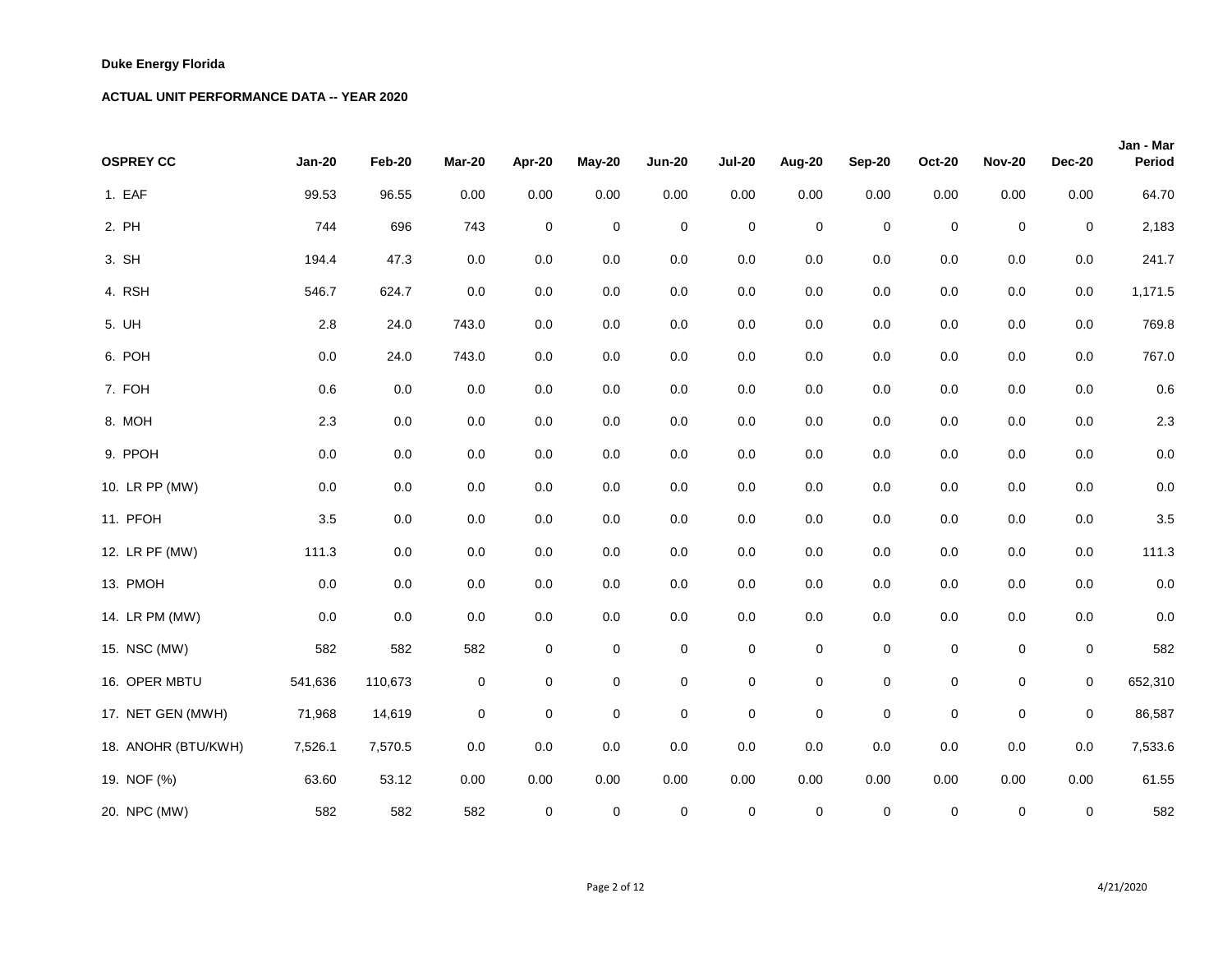**Duke Energy Florida**

**ACTUAL UNIT PERFORMANCE DATA -- YEAR 2020**

| OSPREY CC | Jan-20 | Feb-20 | Mar-20 | Apr-20 | May-20 | Jun-20 | Jul-20 | Aug-20 | Sep-20 | Oct-20 | Nov-20 | Dec-20 | Jan - Mar Period |
|---|---|---|---|---|---|---|---|---|---|---|---|---|---|
| 1. EAF | 99.53 | 96.55 | 0.00 | 0.00 | 0.00 | 0.00 | 0.00 | 0.00 | 0.00 | 0.00 | 0.00 | 0.00 | 64.70 |
| 2. PH | 744 | 696 | 743 | 0 | 0 | 0 | 0 | 0 | 0 | 0 | 0 | 0 | 2,183 |
| 3. SH | 194.4 | 47.3 | 0.0 | 0.0 | 0.0 | 0.0 | 0.0 | 0.0 | 0.0 | 0.0 | 0.0 | 0.0 | 241.7 |
| 4. RSH | 546.7 | 624.7 | 0.0 | 0.0 | 0.0 | 0.0 | 0.0 | 0.0 | 0.0 | 0.0 | 0.0 | 0.0 | 1,171.5 |
| 5. UH | 2.8 | 24.0 | 743.0 | 0.0 | 0.0 | 0.0 | 0.0 | 0.0 | 0.0 | 0.0 | 0.0 | 0.0 | 769.8 |
| 6. POH | 0.0 | 24.0 | 743.0 | 0.0 | 0.0 | 0.0 | 0.0 | 0.0 | 0.0 | 0.0 | 0.0 | 0.0 | 767.0 |
| 7. FOH | 0.6 | 0.0 | 0.0 | 0.0 | 0.0 | 0.0 | 0.0 | 0.0 | 0.0 | 0.0 | 0.0 | 0.0 | 0.6 |
| 8. MOH | 2.3 | 0.0 | 0.0 | 0.0 | 0.0 | 0.0 | 0.0 | 0.0 | 0.0 | 0.0 | 0.0 | 0.0 | 2.3 |
| 9. PPOH | 0.0 | 0.0 | 0.0 | 0.0 | 0.0 | 0.0 | 0.0 | 0.0 | 0.0 | 0.0 | 0.0 | 0.0 | 0.0 |
| 10. LR PP (MW) | 0.0 | 0.0 | 0.0 | 0.0 | 0.0 | 0.0 | 0.0 | 0.0 | 0.0 | 0.0 | 0.0 | 0.0 | 0.0 |
| 11. PFOH | 3.5 | 0.0 | 0.0 | 0.0 | 0.0 | 0.0 | 0.0 | 0.0 | 0.0 | 0.0 | 0.0 | 0.0 | 3.5 |
| 12. LR PF (MW) | 111.3 | 0.0 | 0.0 | 0.0 | 0.0 | 0.0 | 0.0 | 0.0 | 0.0 | 0.0 | 0.0 | 0.0 | 111.3 |
| 13. PMOH | 0.0 | 0.0 | 0.0 | 0.0 | 0.0 | 0.0 | 0.0 | 0.0 | 0.0 | 0.0 | 0.0 | 0.0 | 0.0 |
| 14. LR PM (MW) | 0.0 | 0.0 | 0.0 | 0.0 | 0.0 | 0.0 | 0.0 | 0.0 | 0.0 | 0.0 | 0.0 | 0.0 | 0.0 |
| 15. NSC (MW) | 582 | 582 | 582 | 0 | 0 | 0 | 0 | 0 | 0 | 0 | 0 | 0 | 582 |
| 16. OPER MBTU | 541,636 | 110,673 | 0 | 0 | 0 | 0 | 0 | 0 | 0 | 0 | 0 | 0 | 652,310 |
| 17. NET GEN (MWH) | 71,968 | 14,619 | 0 | 0 | 0 | 0 | 0 | 0 | 0 | 0 | 0 | 0 | 86,587 |
| 18. ANOHR (BTU/KWH) | 7,526.1 | 7,570.5 | 0.0 | 0.0 | 0.0 | 0.0 | 0.0 | 0.0 | 0.0 | 0.0 | 0.0 | 0.0 | 7,533.6 |
| 19. NOF (%) | 63.60 | 53.12 | 0.00 | 0.00 | 0.00 | 0.00 | 0.00 | 0.00 | 0.00 | 0.00 | 0.00 | 0.00 | 61.55 |
| 20. NPC (MW) | 582 | 582 | 582 | 0 | 0 | 0 | 0 | 0 | 0 | 0 | 0 | 0 | 582 |

4/21/2020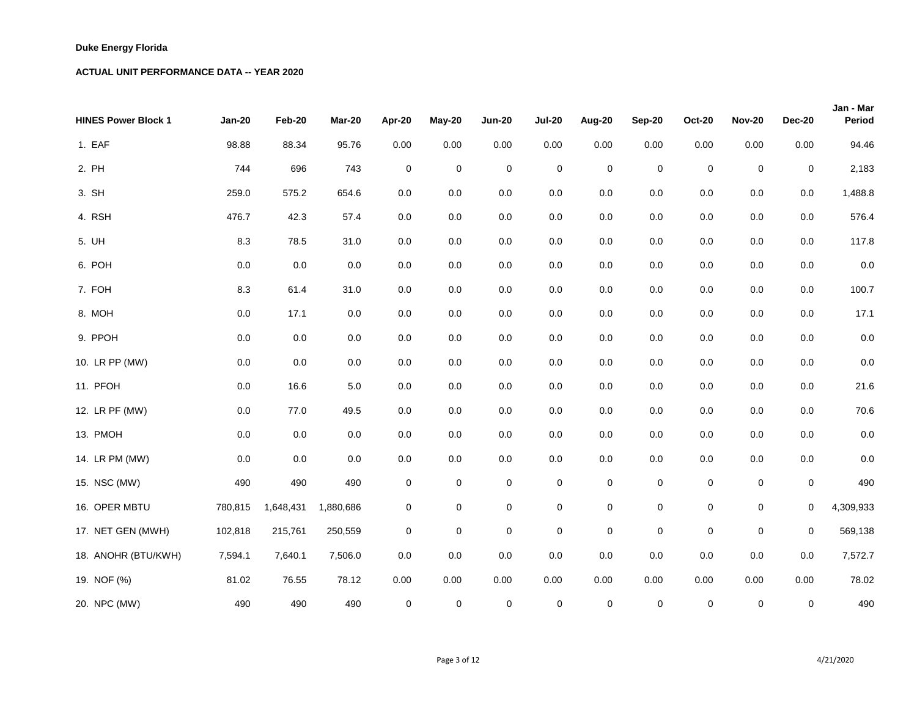**Duke Energy Florida**

**ACTUAL UNIT PERFORMANCE DATA -- YEAR 2020**

| HINES Power Block 1 | Jan-20 | Feb-20 | Mar-20 | Apr-20 | May-20 | Jun-20 | Jul-20 | Aug-20 | Sep-20 | Oct-20 | Nov-20 | Dec-20 | Jan - Mar Period |
|---|---|---|---|---|---|---|---|---|---|---|---|---|---|
| 1. EAF | 98.88 | 88.34 | 95.76 | 0.00 | 0.00 | 0.00 | 0.00 | 0.00 | 0.00 | 0.00 | 0.00 | 0.00 | 94.46 |
| 2. PH | 744 | 696 | 743 | 0 | 0 | 0 | 0 | 0 | 0 | 0 | 0 | 0 | 2,183 |
| 3. SH | 259.0 | 575.2 | 654.6 | 0.0 | 0.0 | 0.0 | 0.0 | 0.0 | 0.0 | 0.0 | 0.0 | 0.0 | 1,488.8 |
| 4. RSH | 476.7 | 42.3 | 57.4 | 0.0 | 0.0 | 0.0 | 0.0 | 0.0 | 0.0 | 0.0 | 0.0 | 0.0 | 576.4 |
| 5. UH | 8.3 | 78.5 | 31.0 | 0.0 | 0.0 | 0.0 | 0.0 | 0.0 | 0.0 | 0.0 | 0.0 | 0.0 | 117.8 |
| 6. POH | 0.0 | 0.0 | 0.0 | 0.0 | 0.0 | 0.0 | 0.0 | 0.0 | 0.0 | 0.0 | 0.0 | 0.0 | 0.0 |
| 7. FOH | 8.3 | 61.4 | 31.0 | 0.0 | 0.0 | 0.0 | 0.0 | 0.0 | 0.0 | 0.0 | 0.0 | 0.0 | 100.7 |
| 8. MOH | 0.0 | 17.1 | 0.0 | 0.0 | 0.0 | 0.0 | 0.0 | 0.0 | 0.0 | 0.0 | 0.0 | 0.0 | 17.1 |
| 9. PPOH | 0.0 | 0.0 | 0.0 | 0.0 | 0.0 | 0.0 | 0.0 | 0.0 | 0.0 | 0.0 | 0.0 | 0.0 | 0.0 |
| 10. LR PP (MW) | 0.0 | 0.0 | 0.0 | 0.0 | 0.0 | 0.0 | 0.0 | 0.0 | 0.0 | 0.0 | 0.0 | 0.0 | 0.0 |
| 11. PFOH | 0.0 | 16.6 | 5.0 | 0.0 | 0.0 | 0.0 | 0.0 | 0.0 | 0.0 | 0.0 | 0.0 | 0.0 | 21.6 |
| 12. LR PF (MW) | 0.0 | 77.0 | 49.5 | 0.0 | 0.0 | 0.0 | 0.0 | 0.0 | 0.0 | 0.0 | 0.0 | 0.0 | 70.6 |
| 13. PMOH | 0.0 | 0.0 | 0.0 | 0.0 | 0.0 | 0.0 | 0.0 | 0.0 | 0.0 | 0.0 | 0.0 | 0.0 | 0.0 |
| 14. LR PM (MW) | 0.0 | 0.0 | 0.0 | 0.0 | 0.0 | 0.0 | 0.0 | 0.0 | 0.0 | 0.0 | 0.0 | 0.0 | 0.0 |
| 15. NSC (MW) | 490 | 490 | 490 | 0 | 0 | 0 | 0 | 0 | 0 | 0 | 0 | 0 | 490 |
| 16. OPER MBTU | 780,815 | 1,648,431 | 1,880,686 | 0 | 0 | 0 | 0 | 0 | 0 | 0 | 0 | 0 | 4,309,933 |
| 17. NET GEN (MWH) | 102,818 | 215,761 | 250,559 | 0 | 0 | 0 | 0 | 0 | 0 | 0 | 0 | 0 | 569,138 |
| 18. ANOHR (BTU/KWH) | 7,594.1 | 7,640.1 | 7,506.0 | 0.0 | 0.0 | 0.0 | 0.0 | 0.0 | 0.0 | 0.0 | 0.0 | 0.0 | 7,572.7 |
| 19. NOF (%) | 81.02 | 76.55 | 78.12 | 0.00 | 0.00 | 0.00 | 0.00 | 0.00 | 0.00 | 0.00 | 0.00 | 0.00 | 78.02 |
| 20. NPC (MW) | 490 | 490 | 490 | 0 | 0 | 0 | 0 | 0 | 0 | 0 | 0 | 0 | 490 |

4/21/2020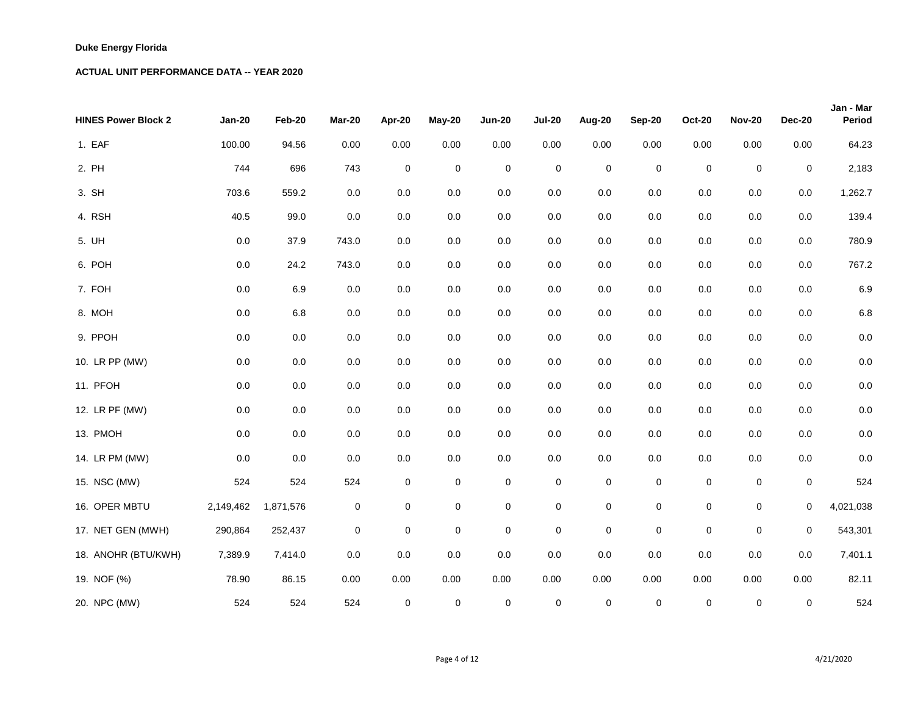**Duke Energy Florida**

**ACTUAL UNIT PERFORMANCE DATA -- YEAR 2020**

| HINES Power Block 2 | Jan-20 | Feb-20 | Mar-20 | Apr-20 | May-20 | Jun-20 | Jul-20 | Aug-20 | Sep-20 | Oct-20 | Nov-20 | Dec-20 | Jan - Mar Period |
|---|---|---|---|---|---|---|---|---|---|---|---|---|---|
| 1. EAF | 100.00 | 94.56 | 0.00 | 0.00 | 0.00 | 0.00 | 0.00 | 0.00 | 0.00 | 0.00 | 0.00 | 0.00 | 64.23 |
| 2. PH | 744 | 696 | 743 | 0 | 0 | 0 | 0 | 0 | 0 | 0 | 0 | 0 | 2,183 |
| 3. SH | 703.6 | 559.2 | 0.0 | 0.0 | 0.0 | 0.0 | 0.0 | 0.0 | 0.0 | 0.0 | 0.0 | 0.0 | 1,262.7 |
| 4. RSH | 40.5 | 99.0 | 0.0 | 0.0 | 0.0 | 0.0 | 0.0 | 0.0 | 0.0 | 0.0 | 0.0 | 0.0 | 139.4 |
| 5. UH | 0.0 | 37.9 | 743.0 | 0.0 | 0.0 | 0.0 | 0.0 | 0.0 | 0.0 | 0.0 | 0.0 | 0.0 | 780.9 |
| 6. POH | 0.0 | 24.2 | 743.0 | 0.0 | 0.0 | 0.0 | 0.0 | 0.0 | 0.0 | 0.0 | 0.0 | 0.0 | 767.2 |
| 7. FOH | 0.0 | 6.9 | 0.0 | 0.0 | 0.0 | 0.0 | 0.0 | 0.0 | 0.0 | 0.0 | 0.0 | 0.0 | 6.9 |
| 8. MOH | 0.0 | 6.8 | 0.0 | 0.0 | 0.0 | 0.0 | 0.0 | 0.0 | 0.0 | 0.0 | 0.0 | 0.0 | 6.8 |
| 9. PPOH | 0.0 | 0.0 | 0.0 | 0.0 | 0.0 | 0.0 | 0.0 | 0.0 | 0.0 | 0.0 | 0.0 | 0.0 | 0.0 |
| 10. LR PP (MW) | 0.0 | 0.0 | 0.0 | 0.0 | 0.0 | 0.0 | 0.0 | 0.0 | 0.0 | 0.0 | 0.0 | 0.0 | 0.0 |
| 11. PFOH | 0.0 | 0.0 | 0.0 | 0.0 | 0.0 | 0.0 | 0.0 | 0.0 | 0.0 | 0.0 | 0.0 | 0.0 | 0.0 |
| 12. LR PF (MW) | 0.0 | 0.0 | 0.0 | 0.0 | 0.0 | 0.0 | 0.0 | 0.0 | 0.0 | 0.0 | 0.0 | 0.0 | 0.0 |
| 13. PMOH | 0.0 | 0.0 | 0.0 | 0.0 | 0.0 | 0.0 | 0.0 | 0.0 | 0.0 | 0.0 | 0.0 | 0.0 | 0.0 |
| 14. LR PM (MW) | 0.0 | 0.0 | 0.0 | 0.0 | 0.0 | 0.0 | 0.0 | 0.0 | 0.0 | 0.0 | 0.0 | 0.0 | 0.0 |
| 15. NSC (MW) | 524 | 524 | 524 | 0 | 0 | 0 | 0 | 0 | 0 | 0 | 0 | 0 | 524 |
| 16. OPER MBTU | 2,149,462 | 1,871,576 | 0 | 0 | 0 | 0 | 0 | 0 | 0 | 0 | 0 | 0 | 4,021,038 |
| 17. NET GEN (MWH) | 290,864 | 252,437 | 0 | 0 | 0 | 0 | 0 | 0 | 0 | 0 | 0 | 0 | 543,301 |
| 18. ANOHR (BTU/KWH) | 7,389.9 | 7,414.0 | 0.0 | 0.0 | 0.0 | 0.0 | 0.0 | 0.0 | 0.0 | 0.0 | 0.0 | 0.0 | 7,401.1 |
| 19. NOF (%) | 78.90 | 86.15 | 0.00 | 0.00 | 0.00 | 0.00 | 0.00 | 0.00 | 0.00 | 0.00 | 0.00 | 0.00 | 82.11 |
| 20. NPC (MW) | 524 | 524 | 524 | 0 | 0 | 0 | 0 | 0 | 0 | 0 | 0 | 0 | 524 |

4/21/2020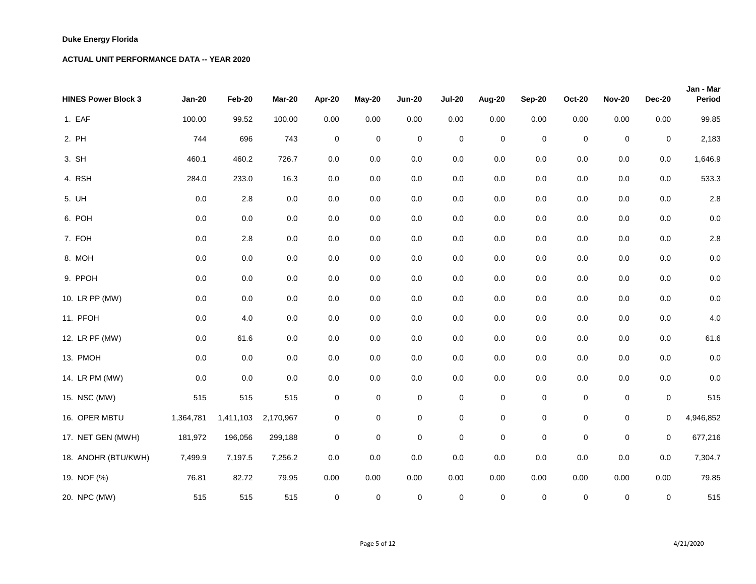**Duke Energy Florida**

**ACTUAL UNIT PERFORMANCE DATA -- YEAR 2020**

| HINES Power Block 3 | Jan-20 | Feb-20 | Mar-20 | Apr-20 | May-20 | Jun-20 | Jul-20 | Aug-20 | Sep-20 | Oct-20 | Nov-20 | Dec-20 | Jan - Mar Period |
|---|---|---|---|---|---|---|---|---|---|---|---|---|---|
| 1. EAF | 100.00 | 99.52 | 100.00 | 0.00 | 0.00 | 0.00 | 0.00 | 0.00 | 0.00 | 0.00 | 0.00 | 0.00 | 99.85 |
| 2. PH | 744 | 696 | 743 | 0 | 0 | 0 | 0 | 0 | 0 | 0 | 0 | 0 | 2,183 |
| 3. SH | 460.1 | 460.2 | 726.7 | 0.0 | 0.0 | 0.0 | 0.0 | 0.0 | 0.0 | 0.0 | 0.0 | 0.0 | 1,646.9 |
| 4. RSH | 284.0 | 233.0 | 16.3 | 0.0 | 0.0 | 0.0 | 0.0 | 0.0 | 0.0 | 0.0 | 0.0 | 0.0 | 533.3 |
| 5. UH | 0.0 | 2.8 | 0.0 | 0.0 | 0.0 | 0.0 | 0.0 | 0.0 | 0.0 | 0.0 | 0.0 | 0.0 | 2.8 |
| 6. POH | 0.0 | 0.0 | 0.0 | 0.0 | 0.0 | 0.0 | 0.0 | 0.0 | 0.0 | 0.0 | 0.0 | 0.0 | 0.0 |
| 7. FOH | 0.0 | 2.8 | 0.0 | 0.0 | 0.0 | 0.0 | 0.0 | 0.0 | 0.0 | 0.0 | 0.0 | 0.0 | 2.8 |
| 8. MOH | 0.0 | 0.0 | 0.0 | 0.0 | 0.0 | 0.0 | 0.0 | 0.0 | 0.0 | 0.0 | 0.0 | 0.0 | 0.0 |
| 9. PPOH | 0.0 | 0.0 | 0.0 | 0.0 | 0.0 | 0.0 | 0.0 | 0.0 | 0.0 | 0.0 | 0.0 | 0.0 | 0.0 |
| 10. LR PP (MW) | 0.0 | 0.0 | 0.0 | 0.0 | 0.0 | 0.0 | 0.0 | 0.0 | 0.0 | 0.0 | 0.0 | 0.0 | 0.0 |
| 11. PFOH | 0.0 | 4.0 | 0.0 | 0.0 | 0.0 | 0.0 | 0.0 | 0.0 | 0.0 | 0.0 | 0.0 | 0.0 | 4.0 |
| 12. LR PF (MW) | 0.0 | 61.6 | 0.0 | 0.0 | 0.0 | 0.0 | 0.0 | 0.0 | 0.0 | 0.0 | 0.0 | 0.0 | 61.6 |
| 13. PMOH | 0.0 | 0.0 | 0.0 | 0.0 | 0.0 | 0.0 | 0.0 | 0.0 | 0.0 | 0.0 | 0.0 | 0.0 | 0.0 |
| 14. LR PM (MW) | 0.0 | 0.0 | 0.0 | 0.0 | 0.0 | 0.0 | 0.0 | 0.0 | 0.0 | 0.0 | 0.0 | 0.0 | 0.0 |
| 15. NSC (MW) | 515 | 515 | 515 | 0 | 0 | 0 | 0 | 0 | 0 | 0 | 0 | 0 | 515 |
| 16. OPER MBTU | 1,364,781 | 1,411,103 | 2,170,967 | 0 | 0 | 0 | 0 | 0 | 0 | 0 | 0 | 0 | 4,946,852 |
| 17. NET GEN (MWH) | 181,972 | 196,056 | 299,188 | 0 | 0 | 0 | 0 | 0 | 0 | 0 | 0 | 0 | 677,216 |
| 18. ANOHR (BTU/KWH) | 7,499.9 | 7,197.5 | 7,256.2 | 0.0 | 0.0 | 0.0 | 0.0 | 0.0 | 0.0 | 0.0 | 0.0 | 0.0 | 7,304.7 |
| 19. NOF (%) | 76.81 | 82.72 | 79.95 | 0.00 | 0.00 | 0.00 | 0.00 | 0.00 | 0.00 | 0.00 | 0.00 | 0.00 | 79.85 |
| 20. NPC (MW) | 515 | 515 | 515 | 0 | 0 | 0 | 0 | 0 | 0 | 0 | 0 | 0 | 515 |

4/21/2020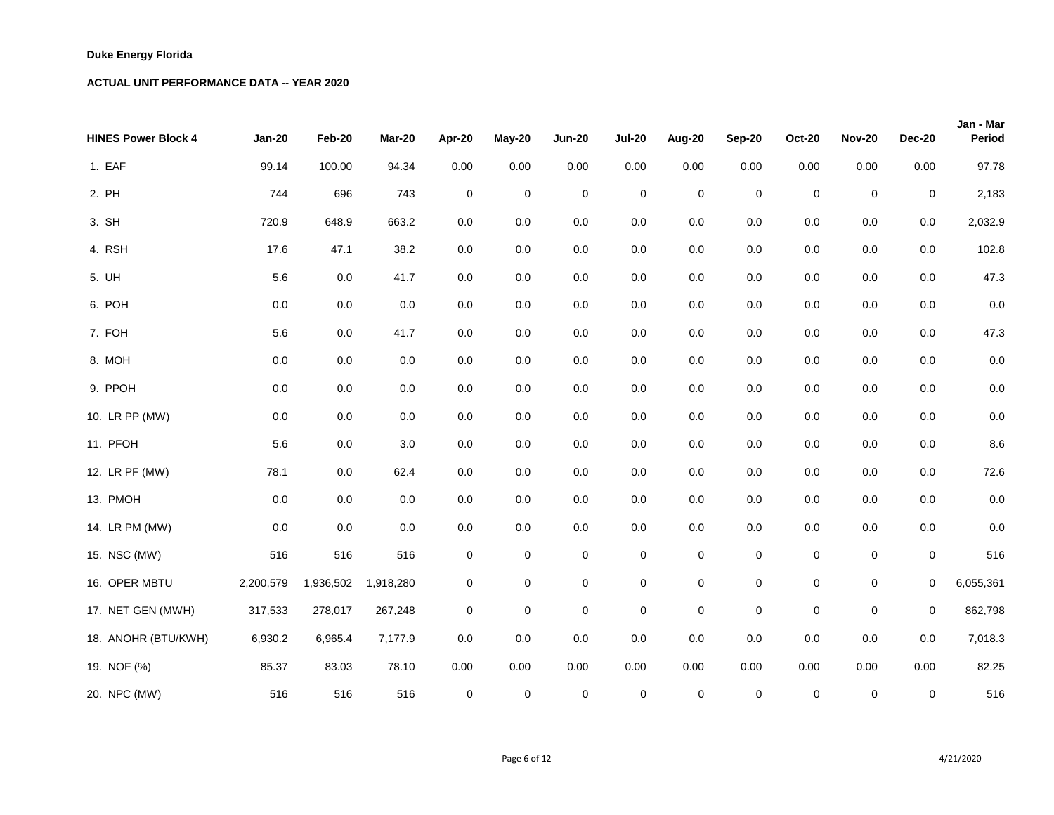**Duke Energy Florida**

**ACTUAL UNIT PERFORMANCE DATA -- YEAR 2020**

| HINES Power Block 4 | Jan-20 | Feb-20 | Mar-20 | Apr-20 | May-20 | Jun-20 | Jul-20 | Aug-20 | Sep-20 | Oct-20 | Nov-20 | Dec-20 | Jan - Mar Period |
|---|---|---|---|---|---|---|---|---|---|---|---|---|---|
| 1. EAF | 99.14 | 100.00 | 94.34 | 0.00 | 0.00 | 0.00 | 0.00 | 0.00 | 0.00 | 0.00 | 0.00 | 0.00 | 97.78 |
| 2. PH | 744 | 696 | 743 | 0 | 0 | 0 | 0 | 0 | 0 | 0 | 0 | 0 | 2,183 |
| 3. SH | 720.9 | 648.9 | 663.2 | 0.0 | 0.0 | 0.0 | 0.0 | 0.0 | 0.0 | 0.0 | 0.0 | 0.0 | 2,032.9 |
| 4. RSH | 17.6 | 47.1 | 38.2 | 0.0 | 0.0 | 0.0 | 0.0 | 0.0 | 0.0 | 0.0 | 0.0 | 0.0 | 102.8 |
| 5. UH | 5.6 | 0.0 | 41.7 | 0.0 | 0.0 | 0.0 | 0.0 | 0.0 | 0.0 | 0.0 | 0.0 | 0.0 | 47.3 |
| 6. POH | 0.0 | 0.0 | 0.0 | 0.0 | 0.0 | 0.0 | 0.0 | 0.0 | 0.0 | 0.0 | 0.0 | 0.0 | 0.0 |
| 7. FOH | 5.6 | 0.0 | 41.7 | 0.0 | 0.0 | 0.0 | 0.0 | 0.0 | 0.0 | 0.0 | 0.0 | 0.0 | 47.3 |
| 8. MOH | 0.0 | 0.0 | 0.0 | 0.0 | 0.0 | 0.0 | 0.0 | 0.0 | 0.0 | 0.0 | 0.0 | 0.0 | 0.0 |
| 9. PPOH | 0.0 | 0.0 | 0.0 | 0.0 | 0.0 | 0.0 | 0.0 | 0.0 | 0.0 | 0.0 | 0.0 | 0.0 | 0.0 |
| 10. LR PP (MW) | 0.0 | 0.0 | 0.0 | 0.0 | 0.0 | 0.0 | 0.0 | 0.0 | 0.0 | 0.0 | 0.0 | 0.0 | 0.0 |
| 11. PFOH | 5.6 | 0.0 | 3.0 | 0.0 | 0.0 | 0.0 | 0.0 | 0.0 | 0.0 | 0.0 | 0.0 | 0.0 | 8.6 |
| 12. LR PF (MW) | 78.1 | 0.0 | 62.4 | 0.0 | 0.0 | 0.0 | 0.0 | 0.0 | 0.0 | 0.0 | 0.0 | 0.0 | 72.6 |
| 13. PMOH | 0.0 | 0.0 | 0.0 | 0.0 | 0.0 | 0.0 | 0.0 | 0.0 | 0.0 | 0.0 | 0.0 | 0.0 | 0.0 |
| 14. LR PM (MW) | 0.0 | 0.0 | 0.0 | 0.0 | 0.0 | 0.0 | 0.0 | 0.0 | 0.0 | 0.0 | 0.0 | 0.0 | 0.0 |
| 15. NSC (MW) | 516 | 516 | 516 | 0 | 0 | 0 | 0 | 0 | 0 | 0 | 0 | 0 | 516 |
| 16. OPER MBTU | 2,200,579 | 1,936,502 | 1,918,280 | 0 | 0 | 0 | 0 | 0 | 0 | 0 | 0 | 0 | 6,055,361 |
| 17. NET GEN (MWH) | 317,533 | 278,017 | 267,248 | 0 | 0 | 0 | 0 | 0 | 0 | 0 | 0 | 0 | 862,798 |
| 18. ANOHR (BTU/KWH) | 6,930.2 | 6,965.4 | 7,177.9 | 0.0 | 0.0 | 0.0 | 0.0 | 0.0 | 0.0 | 0.0 | 0.0 | 0.0 | 7,018.3 |
| 19. NOF (%) | 85.37 | 83.03 | 78.10 | 0.00 | 0.00 | 0.00 | 0.00 | 0.00 | 0.00 | 0.00 | 0.00 | 0.00 | 82.25 |
| 20. NPC (MW) | 516 | 516 | 516 | 0 | 0 | 0 | 0 | 0 | 0 | 0 | 0 | 0 | 516 |

4/21/2020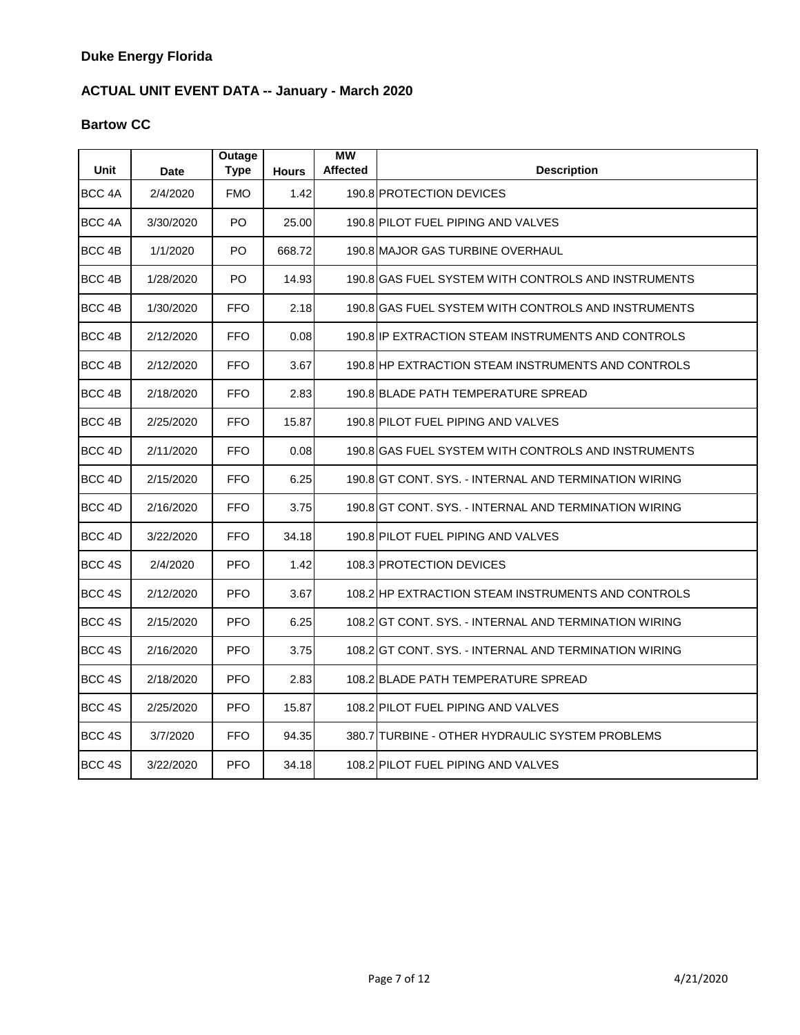**Duke Energy Florida**

**ACTUAL UNIT EVENT DATA -- January - March 2020**

**Bartow CC**

| Unit | Date | Outage Type | Hours | MW Affected | Description |
|---|---|---|---|---|---|
| BCC 4A | 2/4/2020 | FMO | 1.42 | 190.8 | PROTECTION DEVICES |
| BCC 4A | 3/30/2020 | PO | 25.00 | 190.8 | PILOT FUEL PIPING AND VALVES |
| BCC 4B | 1/1/2020 | PO | 668.72 | 190.8 | MAJOR GAS TURBINE OVERHAUL |
| BCC 4B | 1/28/2020 | PO | 14.93 | 190.8 | GAS FUEL SYSTEM WITH CONTROLS AND INSTRUMENTS |
| BCC 4B | 1/30/2020 | FFO | 2.18 | 190.8 | GAS FUEL SYSTEM WITH CONTROLS AND INSTRUMENTS |
| BCC 4B | 2/12/2020 | FFO | 0.08 | 190.8 | IP EXTRACTION STEAM INSTRUMENTS AND CONTROLS |
| BCC 4B | 2/12/2020 | FFO | 3.67 | 190.8 | HP EXTRACTION STEAM INSTRUMENTS AND CONTROLS |
| BCC 4B | 2/18/2020 | FFO | 2.83 | 190.8 | BLADE PATH TEMPERATURE SPREAD |
| BCC 4B | 2/25/2020 | FFO | 15.87 | 190.8 | PILOT FUEL PIPING AND VALVES |
| BCC 4D | 2/11/2020 | FFO | 0.08 | 190.8 | GAS FUEL SYSTEM WITH CONTROLS AND INSTRUMENTS |
| BCC 4D | 2/15/2020 | FFO | 6.25 | 190.8 | GT CONT. SYS. - INTERNAL AND TERMINATION WIRING |
| BCC 4D | 2/16/2020 | FFO | 3.75 | 190.8 | GT CONT. SYS. - INTERNAL AND TERMINATION WIRING |
| BCC 4D | 3/22/2020 | FFO | 34.18 | 190.8 | PILOT FUEL PIPING AND VALVES |
| BCC 4S | 2/4/2020 | PFO | 1.42 | 108.3 | PROTECTION DEVICES |
| BCC 4S | 2/12/2020 | PFO | 3.67 | 108.2 | HP EXTRACTION STEAM INSTRUMENTS AND CONTROLS |
| BCC 4S | 2/15/2020 | PFO | 6.25 | 108.2 | GT CONT. SYS. - INTERNAL AND TERMINATION WIRING |
| BCC 4S | 2/16/2020 | PFO | 3.75 | 108.2 | GT CONT. SYS. - INTERNAL AND TERMINATION WIRING |
| BCC 4S | 2/18/2020 | PFO | 2.83 | 108.2 | BLADE PATH TEMPERATURE SPREAD |
| BCC 4S | 2/25/2020 | PFO | 15.87 | 108.2 | PILOT FUEL PIPING AND VALVES |
| BCC 4S | 3/7/2020 | FFO | 94.35 | 380.7 | TURBINE - OTHER HYDRAULIC SYSTEM PROBLEMS |
| BCC 4S | 3/22/2020 | PFO | 34.18 | 108.2 | PILOT FUEL PIPING AND VALVES |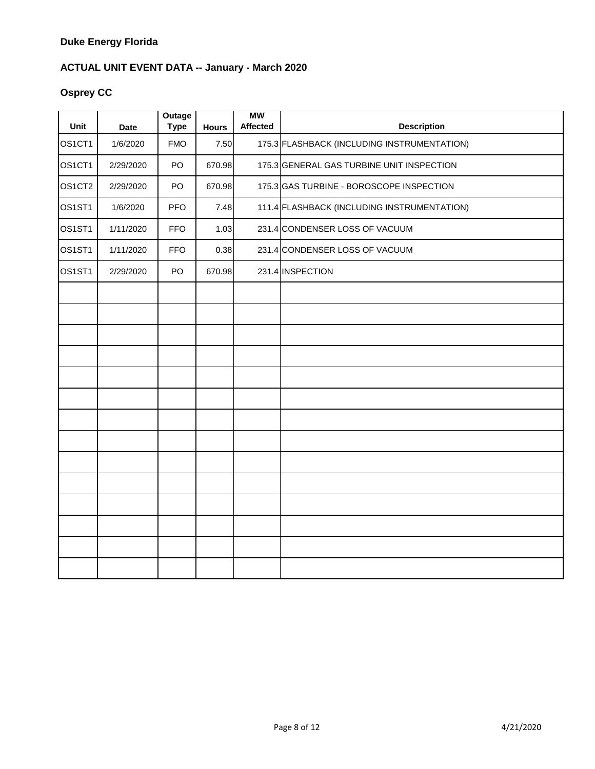**Duke Energy Florida**

**ACTUAL UNIT EVENT DATA -- January - March 2020**

**Osprey CC**

| Unit | Date | Outage Type | Hours | MW Affected | Description |
|---|---|---|---|---|---|
| OS1CT1 | 1/6/2020 | FMO | 7.50 | 175.3 | FLASHBACK (INCLUDING INSTRUMENTATION) |
| OS1CT1 | 2/29/2020 | PO | 670.98 | 175.3 | GENERAL GAS TURBINE UNIT INSPECTION |
| OS1CT2 | 2/29/2020 | PO | 670.98 | 175.3 | GAS TURBINE - BOROSCOPE INSPECTION |
| OS1ST1 | 1/6/2020 | PFO | 7.48 | 111.4 | FLASHBACK (INCLUDING INSTRUMENTATION) |
| OS1ST1 | 1/11/2020 | FFO | 1.03 | 231.4 | CONDENSER LOSS OF VACUUM |
| OS1ST1 | 1/11/2020 | FFO | 0.38 | 231.4 | CONDENSER LOSS OF VACUUM |
| OS1ST1 | 2/29/2020 | PO | 670.98 | 231.4 | INSPECTION |
| | | | | | |
| | | | | | |
| | | | | | |
| | | | | | |
| | | | | | |
| | | | | | |
| | | | | | |
| | | | | | |
| | | | | | |
| | | | | | |
| | | | | | |
| | | | | | |
| | | | | | |
| | | | | | |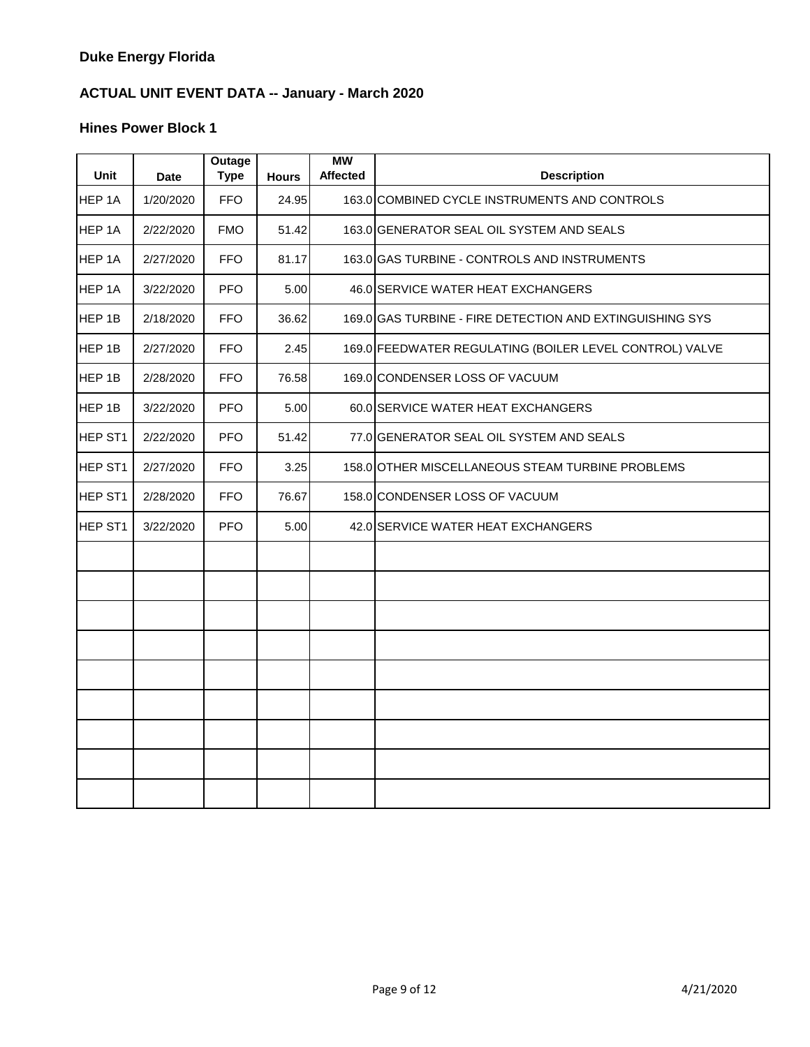**Duke Energy Florida**

**ACTUAL UNIT EVENT DATA -- January - March 2020**

**Hines Power Block 1**

| Unit | Date | Outage Type | Hours | MW Affected | Description |
|---|---|---|---|---|---|
| HEP 1A | 1/20/2020 | FFO | 24.95 | 163.0 | COMBINED CYCLE INSTRUMENTS AND CONTROLS |
| HEP 1A | 2/22/2020 | FMO | 51.42 | 163.0 | GENERATOR SEAL OIL SYSTEM AND SEALS |
| HEP 1A | 2/27/2020 | FFO | 81.17 | 163.0 | GAS TURBINE - CONTROLS AND INSTRUMENTS |
| HEP 1A | 3/22/2020 | PFO | 5.00 | 46.0 | SERVICE WATER HEAT EXCHANGERS |
| HEP 1B | 2/18/2020 | FFO | 36.62 | 169.0 | GAS TURBINE - FIRE DETECTION AND EXTINGUISHING SYS |
| HEP 1B | 2/27/2020 | FFO | 2.45 | 169.0 | FEEDWATER REGULATING (BOILER LEVEL CONTROL) VALVE |
| HEP 1B | 2/28/2020 | FFO | 76.58 | 169.0 | CONDENSER LOSS OF VACUUM |
| HEP 1B | 3/22/2020 | PFO | 5.00 | 60.0 | SERVICE WATER HEAT EXCHANGERS |
| HEP ST1 | 2/22/2020 | PFO | 51.42 | 77.0 | GENERATOR SEAL OIL SYSTEM AND SEALS |
| HEP ST1 | 2/27/2020 | FFO | 3.25 | 158.0 | OTHER MISCELLANEOUS STEAM TURBINE PROBLEMS |
| HEP ST1 | 2/28/2020 | FFO | 76.67 | 158.0 | CONDENSER LOSS OF VACUUM |
| HEP ST1 | 3/22/2020 | PFO | 5.00 | 42.0 | SERVICE WATER HEAT EXCHANGERS |
| | | | | | |
| | | | | | |
| | | | | | |
| | | | | | |
| | | | | | |
| | | | | | |
| | | | | | |
| | | | | | |
| | | | | | |

4/21/2020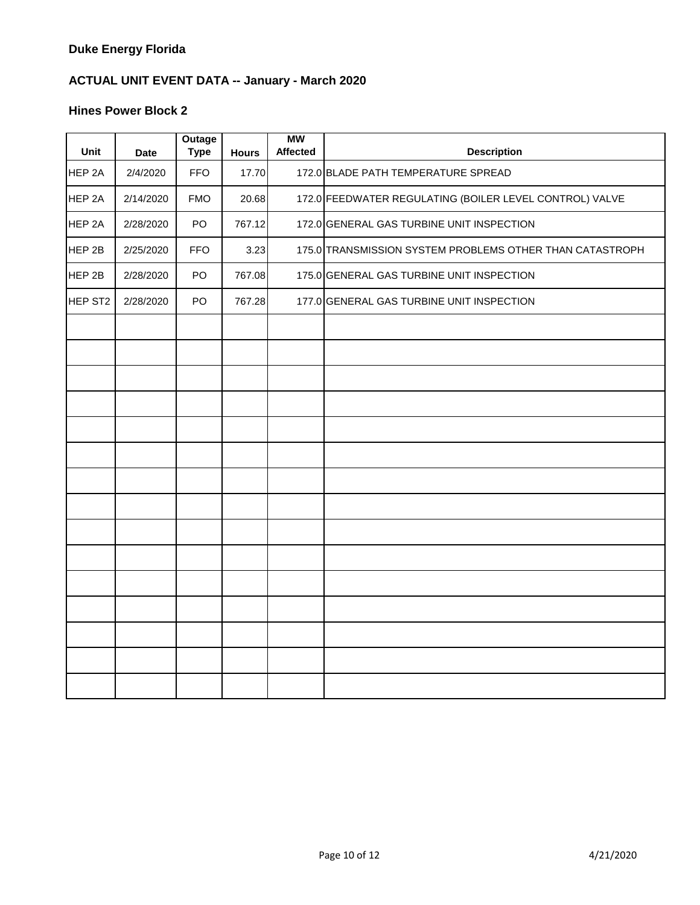**Duke Energy Florida**

**ACTUAL UNIT EVENT DATA -- January - March 2020**

**Hines Power Block 2**

| Unit | Date | Outage Type | Hours | MW Affected | Description |
|---|---|---|---|---|---|
| HEP 2A | 2/4/2020 | FFO | 17.70 | 172.0 | BLADE PATH TEMPERATURE SPREAD |
| HEP 2A | 2/14/2020 | FMO | 20.68 | 172.0 | FEEDWATER REGULATING (BOILER LEVEL CONTROL) VALVE |
| HEP 2A | 2/28/2020 | PO | 767.12 | 172.0 | GENERAL GAS TURBINE UNIT INSPECTION |
| HEP 2B | 2/25/2020 | FFO | 3.23 | 175.0 | TRANSMISSION SYSTEM PROBLEMS OTHER THAN CATASTROPH |
| HEP 2B | 2/28/2020 | PO | 767.08 | 175.0 | GENERAL GAS TURBINE UNIT INSPECTION |
| HEP ST2 | 2/28/2020 | PO | 767.28 | 177.0 | GENERAL GAS TURBINE UNIT INSPECTION |
| | | | | | |
| | | | | | |
| | | | | | |
| | | | | | |
| | | | | | |
| | | | | | |
| | | | | | |
| | | | | | |
| | | | | | |
| | | | | | |
| | | | | | |
| | | | | | |
| | | | | | |
| | | | | | |
| | | | | | |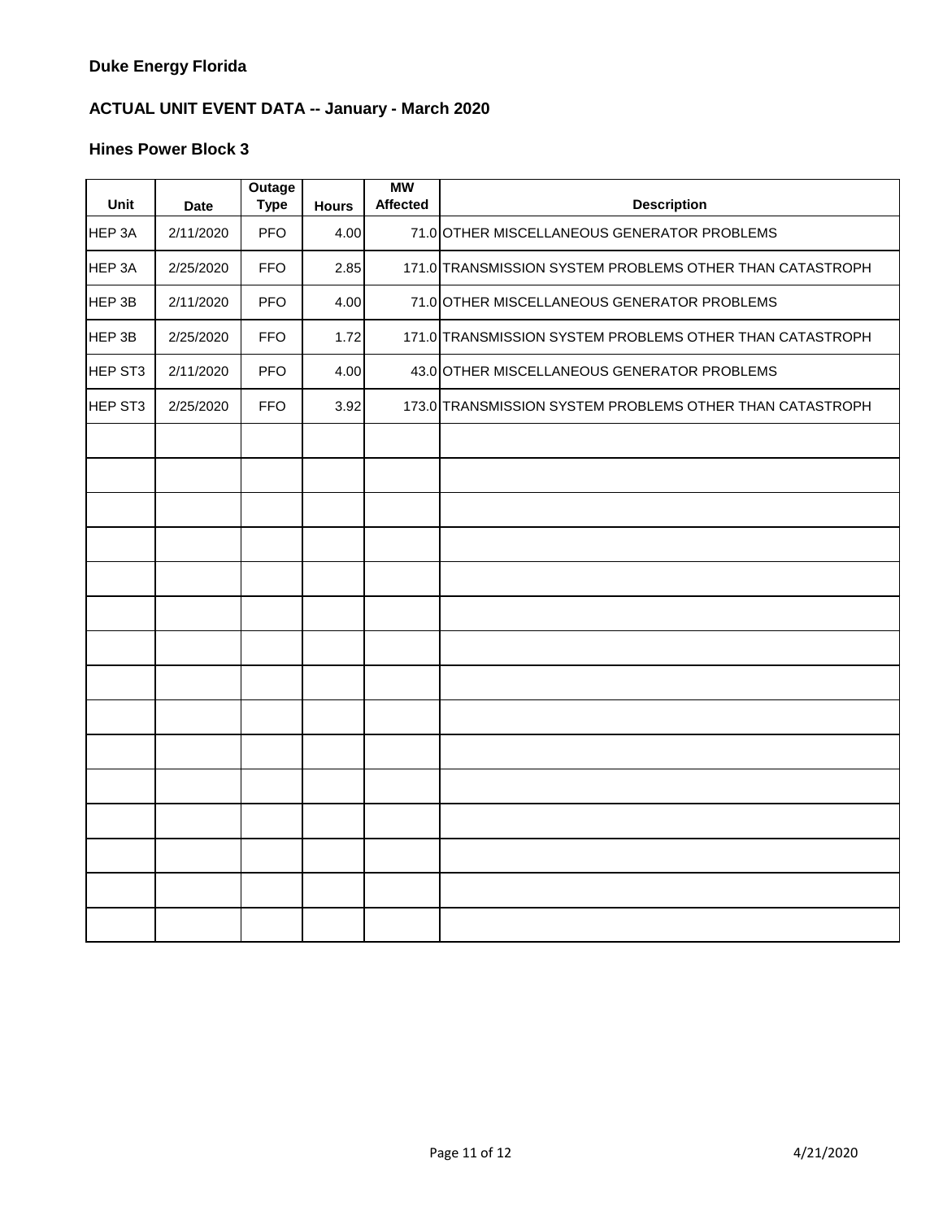**Duke Energy Florida**

**ACTUAL UNIT EVENT DATA -- January - March 2020**

**Hines Power Block 3**

| Unit | Date | Outage Type | Hours | MW Affected | Description |
|---|---|---|---|---|---|
| HEP 3A | 2/11/2020 | PFO | 4.00 | 71.0 | OTHER MISCELLANEOUS GENERATOR PROBLEMS |
| HEP 3A | 2/25/2020 | FFO | 2.85 | 171.0 | TRANSMISSION SYSTEM PROBLEMS OTHER THAN CATASTROPH |
| HEP 3B | 2/11/2020 | PFO | 4.00 | 71.0 | OTHER MISCELLANEOUS GENERATOR PROBLEMS |
| HEP 3B | 2/25/2020 | FFO | 1.72 | 171.0 | TRANSMISSION SYSTEM PROBLEMS OTHER THAN CATASTROPH |
| HEP ST3 | 2/11/2020 | PFO | 4.00 | 43.0 | OTHER MISCELLANEOUS GENERATOR PROBLEMS |
| HEP ST3 | 2/25/2020 | FFO | 3.92 | 173.0 | TRANSMISSION SYSTEM PROBLEMS OTHER THAN CATASTROPH |
| | | | | | |
| | | | | | |
| | | | | | |
| | | | | | |
| | | | | | |
| | | | | | |
| | | | | | |
| | | | | | |
| | | | | | |
| | | | | | |
| | | | | | |
| | | | | | |
| | | | | | |
| | | | | | |
| | | | | | |

4/21/2020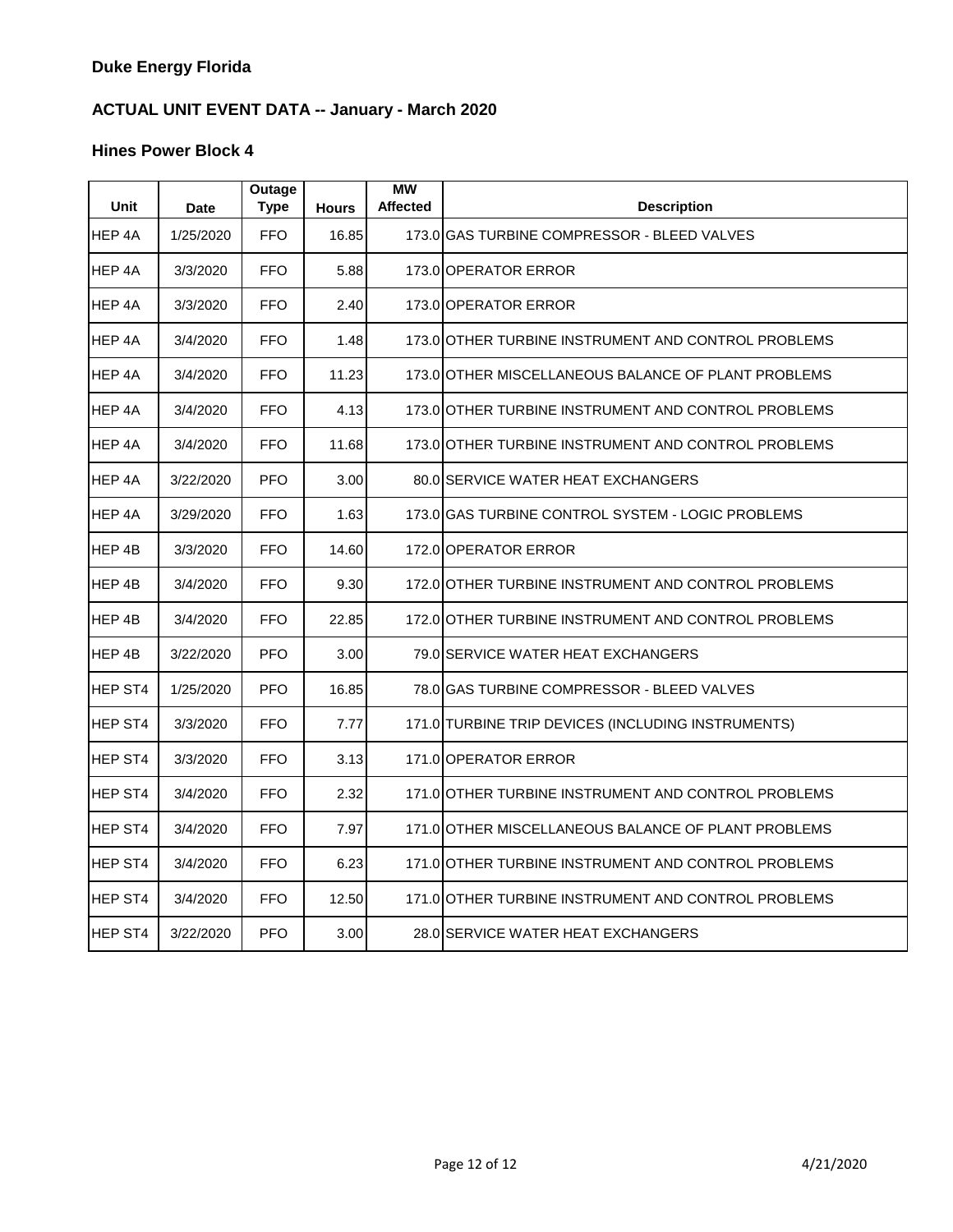**Duke Energy Florida**

**ACTUAL UNIT EVENT DATA -- January - March 2020**

**Hines Power Block 4**

| Unit | Date | Outage Type | Hours | MW Affected | Description |
|---|---|---|---|---|---|
| HEP 4A | 1/25/2020 | FFO | 16.85 | 173.0 | GAS TURBINE COMPRESSOR - BLEED VALVES |
| HEP 4A | 3/3/2020 | FFO | 5.88 | 173.0 | OPERATOR ERROR |
| HEP 4A | 3/3/2020 | FFO | 2.40 | 173.0 | OPERATOR ERROR |
| HEP 4A | 3/4/2020 | FFO | 1.48 | 173.0 | OTHER TURBINE INSTRUMENT AND CONTROL PROBLEMS |
| HEP 4A | 3/4/2020 | FFO | 11.23 | 173.0 | OTHER MISCELLANEOUS BALANCE OF PLANT PROBLEMS |
| HEP 4A | 3/4/2020 | FFO | 4.13 | 173.0 | OTHER TURBINE INSTRUMENT AND CONTROL PROBLEMS |
| HEP 4A | 3/4/2020 | FFO | 11.68 | 173.0 | OTHER TURBINE INSTRUMENT AND CONTROL PROBLEMS |
| HEP 4A | 3/22/2020 | PFO | 3.00 | 80.0 | SERVICE WATER HEAT EXCHANGERS |
| HEP 4A | 3/29/2020 | FFO | 1.63 | 173.0 | GAS TURBINE CONTROL SYSTEM - LOGIC PROBLEMS |
| HEP 4B | 3/3/2020 | FFO | 14.60 | 172.0 | OPERATOR ERROR |
| HEP 4B | 3/4/2020 | FFO | 9.30 | 172.0 | OTHER TURBINE INSTRUMENT AND CONTROL PROBLEMS |
| HEP 4B | 3/4/2020 | FFO | 22.85 | 172.0 | OTHER TURBINE INSTRUMENT AND CONTROL PROBLEMS |
| HEP 4B | 3/22/2020 | PFO | 3.00 | 79.0 | SERVICE WATER HEAT EXCHANGERS |
| HEP ST4 | 1/25/2020 | PFO | 16.85 | 78.0 | GAS TURBINE COMPRESSOR - BLEED VALVES |
| HEP ST4 | 3/3/2020 | FFO | 7.77 | 171.0 | TURBINE TRIP DEVICES (INCLUDING INSTRUMENTS) |
| HEP ST4 | 3/3/2020 | FFO | 3.13 | 171.0 | OPERATOR ERROR |
| HEP ST4 | 3/4/2020 | FFO | 2.32 | 171.0 | OTHER TURBINE INSTRUMENT AND CONTROL PROBLEMS |
| HEP ST4 | 3/4/2020 | FFO | 7.97 | 171.0 | OTHER MISCELLANEOUS BALANCE OF PLANT PROBLEMS |
| HEP ST4 | 3/4/2020 | FFO | 6.23 | 171.0 | OTHER TURBINE INSTRUMENT AND CONTROL PROBLEMS |
| HEP ST4 | 3/4/2020 | FFO | 12.50 | 171.0 | OTHER TURBINE INSTRUMENT AND CONTROL PROBLEMS |
| HEP ST4 | 3/22/2020 | PFO | 3.00 | 28.0 | SERVICE WATER HEAT EXCHANGERS |

4/21/2020